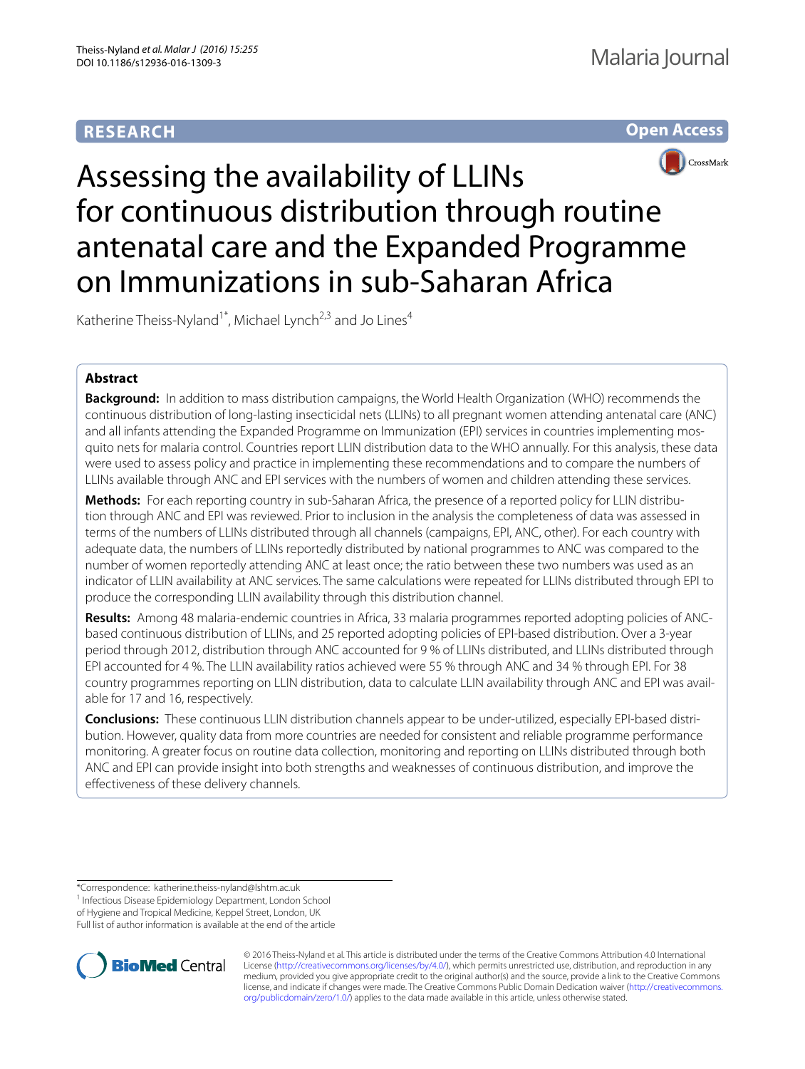RESEARCH

Open Access

# Assessing the availability of LLINs for continuous distribution through routine antenatal care and the Expanded Programme on Immunizations in sub-Saharan Africa

Katherine Theiss-Nyland[1*], Michael Lynch[2,3] and Jo Lines[4]

## Abstract

**Background:** In addition to mass distribution campaigns, the World Health Organization (WHO) recommends the continuous distribution of long-lasting insecticidal nets (LLINs) to all pregnant women attending antenatal care (ANC) and all infants attending the Expanded Programme on Immunization (EPI) services in countries implementing mosquito nets for malaria control. Countries report LLIN distribution data to the WHO annually. For this analysis, these data were used to assess policy and practice in implementing these recommendations and to compare the numbers of LLINs available through ANC and EPI services with the numbers of women and children attending these services.

**Methods:** For each reporting country in sub-Saharan Africa, the presence of a reported policy for LLIN distribution through ANC and EPI was reviewed. Prior to inclusion in the analysis the completeness of data was assessed in terms of the numbers of LLINs distributed through all channels (campaigns, EPI, ANC, other). For each country with adequate data, the numbers of LLINs reportedly distributed by national programmes to ANC was compared to the number of women reportedly attending ANC at least once; the ratio between these two numbers was used as an indicator of LLIN availability at ANC services. The same calculations were repeated for LLINs distributed through EPI to produce the corresponding LLIN availability through this distribution channel.

**Results:** Among 48 malaria-endemic countries in Africa, 33 malaria programmes reported adopting policies of ANC-based continuous distribution of LLINs, and 25 reported adopting policies of EPI-based distribution. Over a 3-year period through 2012, distribution through ANC accounted for 9 % of LLINs distributed, and LLINs distributed through EPI accounted for 4 %. The LLIN availability ratios achieved were 55 % through ANC and 34 % through EPI. For 38 country programmes reporting on LLIN distribution, data to calculate LLIN availability through ANC and EPI was available for 17 and 16, respectively.

**Conclusions:** These continuous LLIN distribution channels appear to be under-utilized, especially EPI-based distribution. However, quality data from more countries are needed for consistent and reliable programme performance monitoring. A greater focus on routine data collection, monitoring and reporting on LLINs distributed through both ANC and EPI can provide insight into both strengths and weaknesses of continuous distribution, and improve the effectiveness of these delivery channels.

*Correspondence: katherine.theiss-nyland@lshtm.ac.uk

[1] Infectious Disease Epidemiology Department, London School of Hygiene and Tropical Medicine, Keppel Street, London, UK

Full list of author information is available at the end of the article

© 2016 Theiss-Nyland et al. This article is distributed under the terms of the Creative Commons Attribution 4.0 International License (http://creativecommons.org/licenses/by/4.0/), which permits unrestricted use, distribution, and reproduction in any medium, provided you give appropriate credit to the original author(s) and the source, provide a link to the Creative Commons license, and indicate if changes were made. The Creative Commons Public Domain Dedication waiver (http://creativecommons.org/publicdomain/zero/1.0/) applies to the data made available in this article, unless otherwise stated.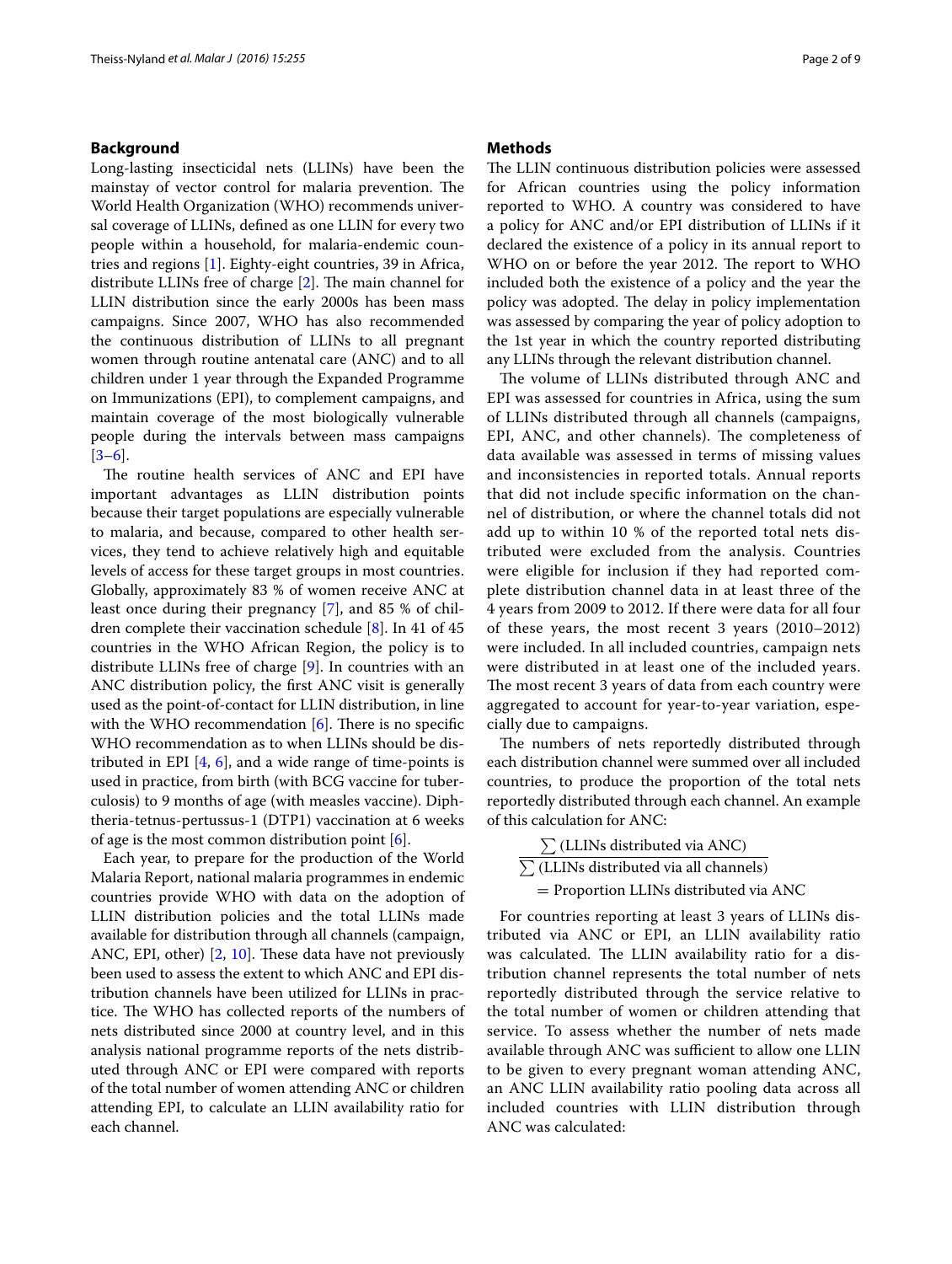## Background

Long-lasting insecticidal nets (LLINs) have been the mainstay of vector control for malaria prevention. The World Health Organization (WHO) recommends universal coverage of LLINs, defined as one LLIN for every two people within a household, for malaria-endemic countries and regions [1]. Eighty-eight countries, 39 in Africa, distribute LLINs free of charge [2]. The main channel for LLIN distribution since the early 2000s has been mass campaigns. Since 2007, WHO has also recommended the continuous distribution of LLINs to all pregnant women through routine antenatal care (ANC) and to all children under 1 year through the Expanded Programme on Immunizations (EPI), to complement campaigns, and maintain coverage of the most biologically vulnerable people during the intervals between mass campaigns [3–6].

The routine health services of ANC and EPI have important advantages as LLIN distribution points because their target populations are especially vulnerable to malaria, and because, compared to other health services, they tend to achieve relatively high and equitable levels of access for these target groups in most countries. Globally, approximately 83 % of women receive ANC at least once during their pregnancy [7], and 85 % of children complete their vaccination schedule [8]. In 41 of 45 countries in the WHO African Region, the policy is to distribute LLINs free of charge [9]. In countries with an ANC distribution policy, the first ANC visit is generally used as the point-of-contact for LLIN distribution, in line with the WHO recommendation [6]. There is no specific WHO recommendation as to when LLINs should be distributed in EPI [4, 6], and a wide range of time-points is used in practice, from birth (with BCG vaccine for tuberculosis) to 9 months of age (with measles vaccine). Diphtheria-tetnus-pertussus-1 (DTP1) vaccination at 6 weeks of age is the most common distribution point [6].

Each year, to prepare for the production of the World Malaria Report, national malaria programmes in endemic countries provide WHO with data on the adoption of LLIN distribution policies and the total LLINs made available for distribution through all channels (campaign, ANC, EPI, other) [2, 10]. These data have not previously been used to assess the extent to which ANC and EPI distribution channels have been utilized for LLINs in practice. The WHO has collected reports of the numbers of nets distributed since 2000 at country level, and in this analysis national programme reports of the nets distributed through ANC or EPI were compared with reports of the total number of women attending ANC or children attending EPI, to calculate an LLIN availability ratio for each channel.

## Methods

The LLIN continuous distribution policies were assessed for African countries using the policy information reported to WHO. A country was considered to have a policy for ANC and/or EPI distribution of LLINs if it declared the existence of a policy in its annual report to WHO on or before the year 2012. The report to WHO included both the existence of a policy and the year the policy was adopted. The delay in policy implementation was assessed by comparing the year of policy adoption to the 1st year in which the country reported distributing any LLINs through the relevant distribution channel.

The volume of LLINs distributed through ANC and EPI was assessed for countries in Africa, using the sum of LLINs distributed through all channels (campaigns, EPI, ANC, and other channels). The completeness of data available was assessed in terms of missing values and inconsistencies in reported totals. Annual reports that did not include specific information on the channel of distribution, or where the channel totals did not add up to within 10 % of the reported total nets distributed were excluded from the analysis. Countries were eligible for inclusion if they had reported complete distribution channel data in at least three of the 4 years from 2009 to 2012. If there were data for all four of these years, the most recent 3 years (2010–2012) were included. In all included countries, campaign nets were distributed in at least one of the included years. The most recent 3 years of data from each country were aggregated to account for year-to-year variation, especially due to campaigns.

The numbers of nets reportedly distributed through each distribution channel were summed over all included countries, to produce the proportion of the total nets reportedly distributed through each channel. An example of this calculation for ANC:

$$\frac{\sum \text{(LLINs distributed via ANC)}}{\sum \text{(LLINs distributed via all channels)}} = \text{Proportion LLINs distributed via ANC}$$

For countries reporting at least 3 years of LLINs distributed via ANC or EPI, an LLIN availability ratio was calculated. The LLIN availability ratio for a distribution channel represents the total number of nets reportedly distributed through the service relative to the total number of women or children attending that service. To assess whether the number of nets made available through ANC was sufficient to allow one LLIN to be given to every pregnant woman attending ANC, an ANC LLIN availability ratio pooling data across all included countries with LLIN distribution through ANC was calculated: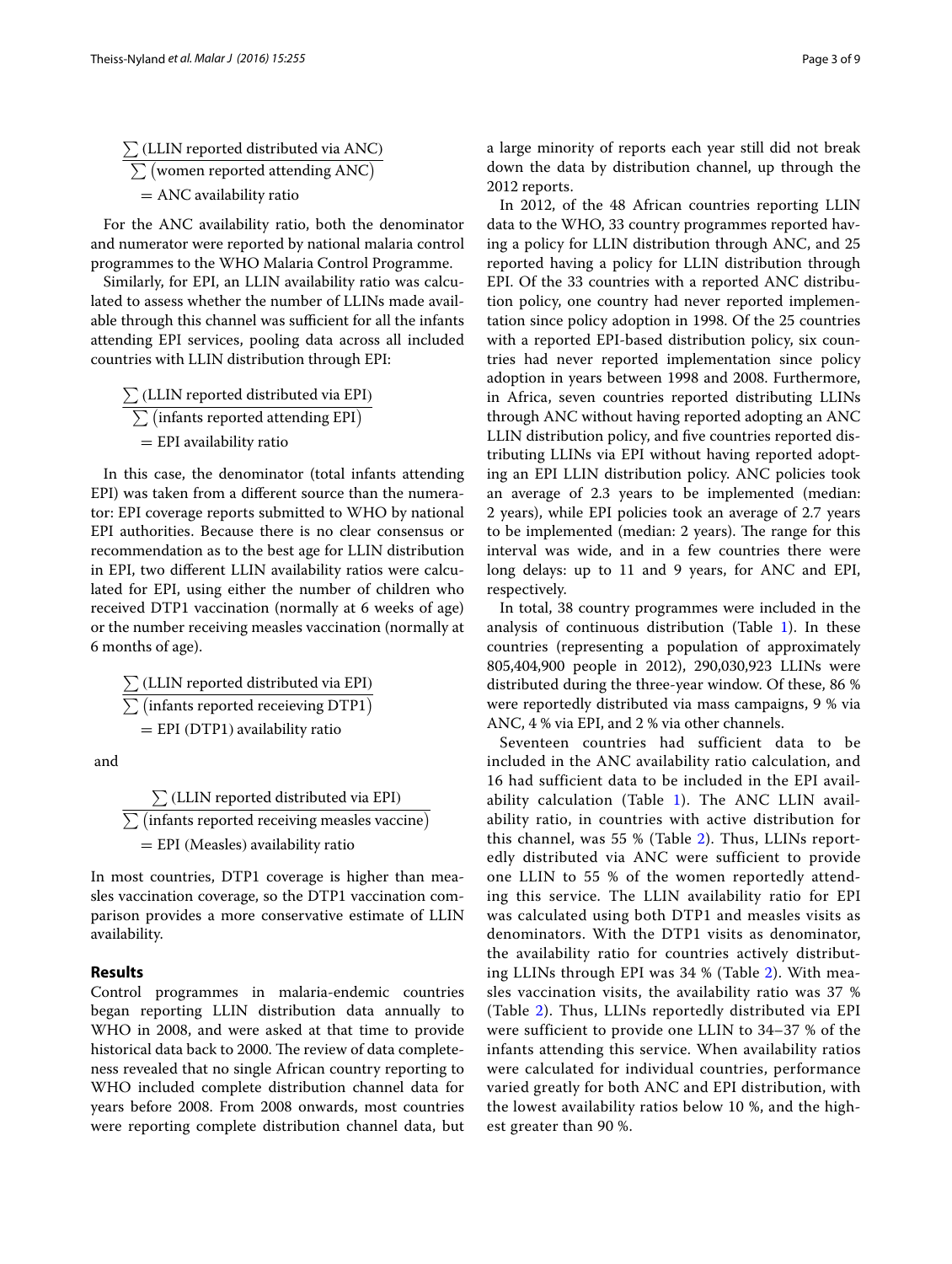$$\frac{\sum \text{(LLIN reported distributed via ANC)}}{\sum \text{(women reported attending ANC)}} = \text{ANC availability ratio}$$

For the ANC availability ratio, both the denominator and numerator were reported by national malaria control programmes to the WHO Malaria Control Programme.

Similarly, for EPI, an LLIN availability ratio was calculated to assess whether the number of LLINs made available through this channel was sufficient for all the infants attending EPI services, pooling data across all included countries with LLIN distribution through EPI:

$$\frac{\sum \text{(LLIN reported distributed via EPI)}}{\sum \text{(infants reported attending EPI)}} = \text{EPI availability ratio}$$

In this case, the denominator (total infants attending EPI) was taken from a different source than the numerator: EPI coverage reports submitted to WHO by national EPI authorities. Because there is no clear consensus or recommendation as to the best age for LLIN distribution in EPI, two different LLIN availability ratios were calculated for EPI, using either the number of children who received DTP1 vaccination (normally at 6 weeks of age) or the number receiving measles vaccination (normally at 6 months of age).

$$\frac{\sum \text{(LLIN reported distributed via EPI)}}{\sum \text{(infants reported receieving DTP1)}} = \text{EPI (DTP1) availability ratio}$$

and

$$\frac{\sum \text{(LLIN reported distributed via EPI)}}{\sum \text{(infants reported receiving measles vaccine)}} = \text{EPI (Measles) availability ratio}$$

In most countries, DTP1 coverage is higher than measles vaccination coverage, so the DTP1 vaccination comparison provides a more conservative estimate of LLIN availability.

## Results

Control programmes in malaria-endemic countries began reporting LLIN distribution data annually to WHO in 2008, and were asked at that time to provide historical data back to 2000. The review of data completeness revealed that no single African country reporting to WHO included complete distribution channel data for years before 2008. From 2008 onwards, most countries were reporting complete distribution channel data, but a large minority of reports each year still did not break down the data by distribution channel, up through the 2012 reports.

In 2012, of the 48 African countries reporting LLIN data to the WHO, 33 country programmes reported having a policy for LLIN distribution through ANC, and 25 reported having a policy for LLIN distribution through EPI. Of the 33 countries with a reported ANC distribution policy, one country had never reported implementation since policy adoption in 1998. Of the 25 countries with a reported EPI-based distribution policy, six countries had never reported implementation since policy adoption in years between 1998 and 2008. Furthermore, in Africa, seven countries reported distributing LLINs through ANC without having reported adopting an ANC LLIN distribution policy, and five countries reported distributing LLINs via EPI without having reported adopting an EPI LLIN distribution policy. ANC policies took an average of 2.3 years to be implemented (median: 2 years), while EPI policies took an average of 2.7 years to be implemented (median: 2 years). The range for this interval was wide, and in a few countries there were long delays: up to 11 and 9 years, for ANC and EPI, respectively.

In total, 38 country programmes were included in the analysis of continuous distribution (Table 1). In these countries (representing a population of approximately 805,404,900 people in 2012), 290,030,923 LLINs were distributed during the three-year window. Of these, 86 % were reportedly distributed via mass campaigns, 9 % via ANC, 4 % via EPI, and 2 % via other channels.

Seventeen countries had sufficient data to be included in the ANC availability ratio calculation, and 16 had sufficient data to be included in the EPI availability calculation (Table 1). The ANC LLIN availability ratio, in countries with active distribution for this channel, was 55 % (Table 2). Thus, LLINs reportedly distributed via ANC were sufficient to provide one LLIN to 55 % of the women reportedly attending this service. The LLIN availability ratio for EPI was calculated using both DTP1 and measles visits as denominators. With the DTP1 visits as denominator, the availability ratio for countries actively distributing LLINs through EPI was 34 % (Table 2). With measles vaccination visits, the availability ratio was 37 % (Table 2). Thus, LLINs reportedly distributed via EPI were sufficient to provide one LLIN to 34–37 % of the infants attending this service. When availability ratios were calculated for individual countries, performance varied greatly for both ANC and EPI distribution, with the lowest availability ratios below 10 %, and the highest greater than 90 %.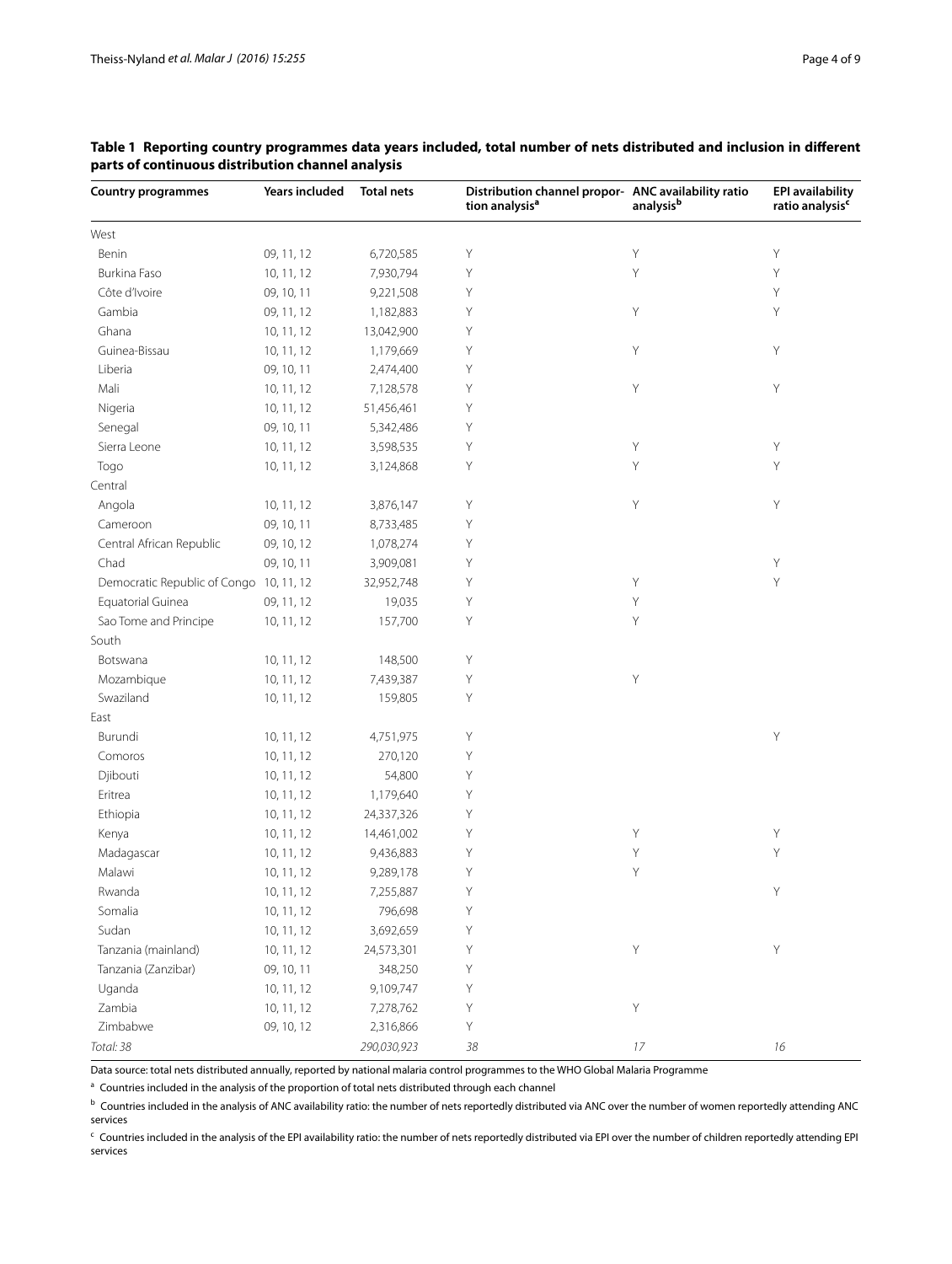**Table 1 Reporting country programmes data years included, total number of nets distributed and inclusion in different parts of continuous distribution channel analysis**

| Country programmes | Years included | Total nets | Distribution channel proportion analysis[a] | ANC availability ratio analysis[b] | EPI availability ratio analysis[c] |
|---|---|---|---|---|---|
| West | | | | | |
| Benin | 09, 11, 12 | 6,720,585 | Y | Y | Y |
| Burkina Faso | 10, 11, 12 | 7,930,794 | Y | Y | Y |
| Côte d'Ivoire | 09, 10, 11 | 9,221,508 | Y | | Y |
| Gambia | 09, 11, 12 | 1,182,883 | Y | Y | Y |
| Ghana | 10, 11, 12 | 13,042,900 | Y | | |
| Guinea-Bissau | 10, 11, 12 | 1,179,669 | Y | Y | Y |
| Liberia | 09, 10, 11 | 2,474,400 | Y | | |
| Mali | 10, 11, 12 | 7,128,578 | Y | Y | Y |
| Nigeria | 10, 11, 12 | 51,456,461 | Y | | |
| Senegal | 09, 10, 11 | 5,342,486 | Y | | |
| Sierra Leone | 10, 11, 12 | 3,598,535 | Y | Y | Y |
| Togo | 10, 11, 12 | 3,124,868 | Y | Y | Y |
| Central | | | | | |
| Angola | 10, 11, 12 | 3,876,147 | Y | Y | Y |
| Cameroon | 09, 10, 11 | 8,733,485 | Y | | |
| Central African Republic | 09, 10, 12 | 1,078,274 | Y | | |
| Chad | 09, 10, 11 | 3,909,081 | Y | | Y |
| Democratic Republic of Congo | 10, 11, 12 | 32,952,748 | Y | Y | Y |
| Equatorial Guinea | 09, 11, 12 | 19,035 | Y | Y | |
| Sao Tome and Principe | 10, 11, 12 | 157,700 | Y | Y | |
| South | | | | | |
| Botswana | 10, 11, 12 | 148,500 | Y | | |
| Mozambique | 10, 11, 12 | 7,439,387 | Y | Y | |
| Swaziland | 10, 11, 12 | 159,805 | Y | | |
| East | | | | | |
| Burundi | 10, 11, 12 | 4,751,975 | Y | | Y |
| Comoros | 10, 11, 12 | 270,120 | Y | | |
| Djibouti | 10, 11, 12 | 54,800 | Y | | |
| Eritrea | 10, 11, 12 | 1,179,640 | Y | | |
| Ethiopia | 10, 11, 12 | 24,337,326 | Y | | |
| Kenya | 10, 11, 12 | 14,461,002 | Y | Y | Y |
| Madagascar | 10, 11, 12 | 9,436,883 | Y | Y | Y |
| Malawi | 10, 11, 12 | 9,289,178 | Y | Y | |
| Rwanda | 10, 11, 12 | 7,255,887 | Y | | Y |
| Somalia | 10, 11, 12 | 796,698 | Y | | |
| Sudan | 10, 11, 12 | 3,692,659 | Y | | |
| Tanzania (mainland) | 10, 11, 12 | 24,573,301 | Y | Y | Y |
| Tanzania (Zanzibar) | 09, 10, 11 | 348,250 | Y | | |
| Uganda | 10, 11, 12 | 9,109,747 | Y | | |
| Zambia | 10, 11, 12 | 7,278,762 | Y | Y | |
| Zimbabwe | 09, 10, 12 | 2,316,866 | Y | | |
| *Total: 38* | | *290,030,923* | *38* | *17* | *16* |

Data source: total nets distributed annually, reported by national malaria control programmes to the WHO Global Malaria Programme

[a] Countries included in the analysis of the proportion of total nets distributed through each channel

[b] Countries included in the analysis of ANC availability ratio: the number of nets reportedly distributed via ANC over the number of women reportedly attending ANC services

[c] Countries included in the analysis of the EPI availability ratio: the number of nets reportedly distributed via EPI over the number of children reportedly attending EPI services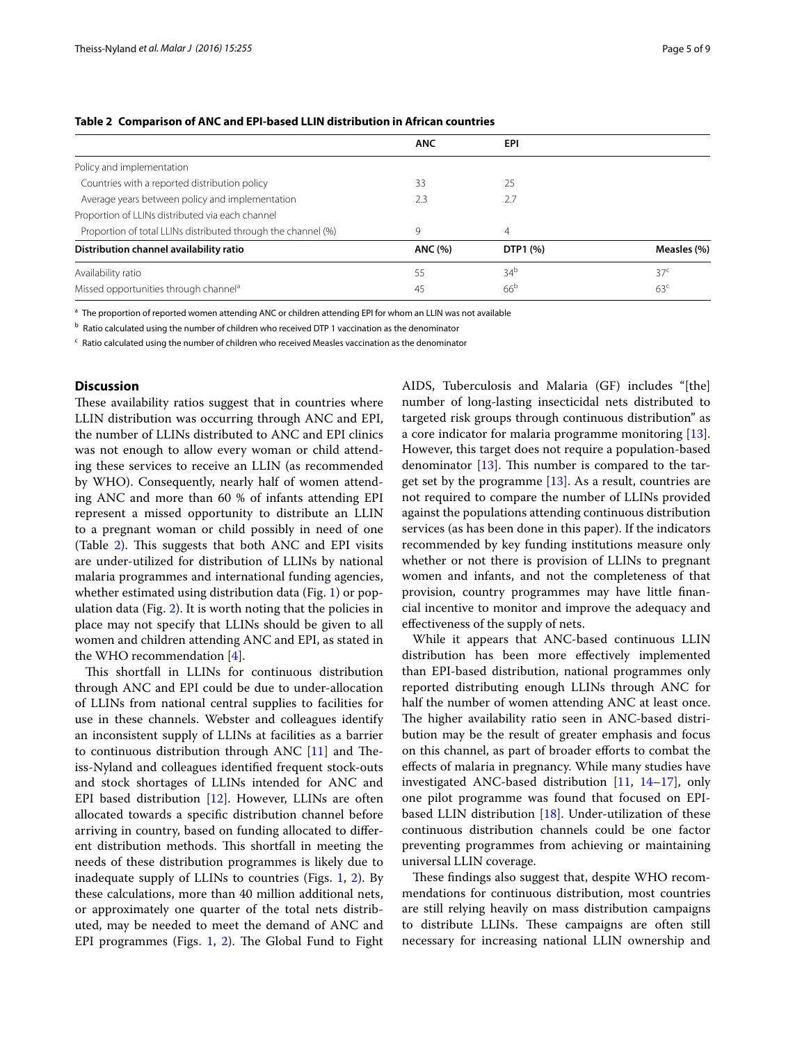**Table 2 Comparison of ANC and EPI-based LLIN distribution in African countries**

| | ANC | EPI | |
|---|---|---|---|
| Policy and implementation | | | |
| Countries with a reported distribution policy | 33 | 25 | |
| Average years between policy and implementation | 2.3 | 2.7 | |
| Proportion of LLINs distributed via each channel | | | |
| Proportion of total LLINs distributed through the channel (%) | 9 | 4 | |
| **Distribution channel availability ratio** | **ANC (%)** | **DTP1 (%)** | **Measles (%)** |
| Availability ratio | 55 | 34[b] | 37[c] |
| Missed opportunities through channel[a] | 45 | 66[b] | 63[c] |

[a] The proportion of reported women attending ANC or children attending EPI for whom an LLIN was not available

[b] Ratio calculated using the number of children who received DTP 1 vaccination as the denominator

[c] Ratio calculated using the number of children who received Measles vaccination as the denominator

## Discussion

These availability ratios suggest that in countries where LLIN distribution was occurring through ANC and EPI, the number of LLINs distributed to ANC and EPI clinics was not enough to allow every woman or child attending these services to receive an LLIN (as recommended by WHO). Consequently, nearly half of women attending ANC and more than 60 % of infants attending EPI represent a missed opportunity to distribute an LLIN to a pregnant woman or child possibly in need of one (Table 2). This suggests that both ANC and EPI visits are under-utilized for distribution of LLINs by national malaria programmes and international funding agencies, whether estimated using distribution data (Fig. 1) or population data (Fig. 2). It is worth noting that the policies in place may not specify that LLINs should be given to all women and children attending ANC and EPI, as stated in the WHO recommendation [4].

This shortfall in LLINs for continuous distribution through ANC and EPI could be due to under-allocation of LLINs from national central supplies to facilities for use in these channels. Webster and colleagues identify an inconsistent supply of LLINs at facilities as a barrier to continuous distribution through ANC [11] and Theiss-Nyland and colleagues identified frequent stock-outs and stock shortages of LLINs intended for ANC and EPI based distribution [12]. However, LLINs are often allocated towards a specific distribution channel before arriving in country, based on funding allocated to different distribution methods. This shortfall in meeting the needs of these distribution programmes is likely due to inadequate supply of LLINs to countries (Figs. 1, 2). By these calculations, more than 40 million additional nets, or approximately one quarter of the total nets distributed, may be needed to meet the demand of ANC and EPI programmes (Figs. 1, 2). The Global Fund to Fight AIDS, Tuberculosis and Malaria (GF) includes "[the] number of long-lasting insecticidal nets distributed to targeted risk groups through continuous distribution" as a core indicator for malaria programme monitoring [13]. However, this target does not require a population-based denominator [13]. This number is compared to the target set by the programme [13]. As a result, countries are not required to compare the number of LLINs provided against the populations attending continuous distribution services (as has been done in this paper). If the indicators recommended by key funding institutions measure only whether or not there is provision of LLINs to pregnant women and infants, and not the completeness of that provision, country programmes may have little financial incentive to monitor and improve the adequacy and effectiveness of the supply of nets.

While it appears that ANC-based continuous LLIN distribution has been more effectively implemented than EPI-based distribution, national programmes only reported distributing enough LLINs through ANC for half the number of women attending ANC at least once. The higher availability ratio seen in ANC-based distribution may be the result of greater emphasis and focus on this channel, as part of broader efforts to combat the effects of malaria in pregnancy. While many studies have investigated ANC-based distribution [11, 14–17], only one pilot programme was found that focused on EPI-based LLIN distribution [18]. Under-utilization of these continuous distribution channels could be one factor preventing programmes from achieving or maintaining universal LLIN coverage.

These findings also suggest that, despite WHO recommendations for continuous distribution, most countries are still relying heavily on mass distribution campaigns to distribute LLINs. These campaigns are often still necessary for increasing national LLIN ownership and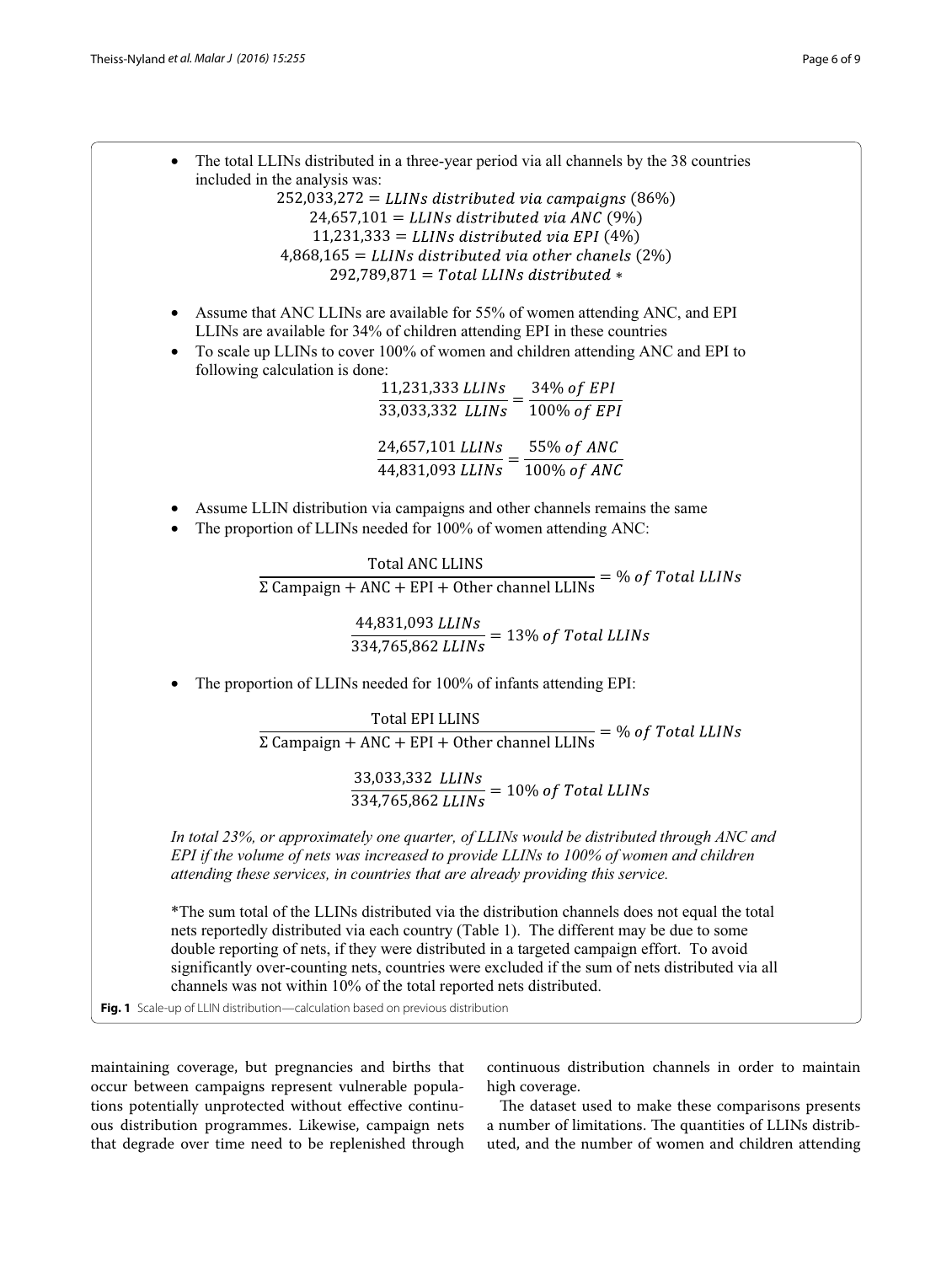- The total LLINs distributed in a three-year period via all channels by the 38 countries included in the analysis was:

$$252{,}033{,}272 = LLINs\ distributed\ via\ campaigns\ (86\%)$$
$$24{,}657{,}101 = LLINs\ distributed\ via\ ANC\ (9\%)$$
$$11{,}231{,}333 = LLINs\ distributed\ via\ EPI\ (4\%)$$
$$4{,}868{,}165 = LLINs\ distributed\ via\ other\ chanels\ (2\%)$$
$$292{,}789{,}871 = Total\ LLINs\ distributed\ *$$

- Assume that ANC LLINs are available for 55% of women attending ANC, and EPI LLINs are available for 34% of children attending EPI in these countries
- To scale up LLINs to cover 100% of women and children attending ANC and EPI to following calculation is done:

$$\frac{11{,}231{,}333\ LLINs}{33{,}033{,}332\ \ LLINs} = \frac{34\%\ of\ EPI}{100\%\ of\ EPI}$$

$$\frac{24{,}657{,}101\ LLINs}{44{,}831{,}093\ LLINs} = \frac{55\%\ of\ ANC}{100\%\ of\ ANC}$$

- Assume LLIN distribution via campaigns and other channels remains the same
- The proportion of LLINs needed for 100% of women attending ANC:

$$\frac{\text{Total ANC LLINS}}{\Sigma\ \text{Campaign} + \text{ANC} + \text{EPI} + \text{Other channel LLINs}} = \%\ of\ Total\ LLINs$$

$$\frac{44{,}831{,}093\ LLINs}{334{,}765{,}862\ LLINs} = 13\%\ of\ Total\ LLINs$$

- The proportion of LLINs needed for 100% of infants attending EPI:

$$\frac{\text{Total EPI LLINS}}{\Sigma\ \text{Campaign} + \text{ANC} + \text{EPI} + \text{Other channel LLINs}} = \%\ of\ Total\ LLINs$$

$$\frac{33{,}033{,}332\ \ LLINs}{334{,}765{,}862\ LLINs} = 10\%\ of\ Total\ LLINs$$

*In total 23%, or approximately one quarter, of LLINs would be distributed through ANC and EPI if the volume of nets was increased to provide LLINs to 100% of women and children attending these services, in countries that are already providing this service.*

*The sum total of the LLINs distributed via the distribution channels does not equal the total nets reportedly distributed via each country (Table 1). The different may be due to some double reporting of nets, if they were distributed in a targeted campaign effort. To avoid significantly over-counting nets, countries were excluded if the sum of nets distributed via all channels was not within 10% of the total reported nets distributed.

**Fig. 1** Scale-up of LLIN distribution—calculation based on previous distribution

maintaining coverage, but pregnancies and births that occur between campaigns represent vulnerable populations potentially unprotected without effective continuous distribution programmes. Likewise, campaign nets that degrade over time need to be replenished through continuous distribution channels in order to maintain high coverage.

The dataset used to make these comparisons presents a number of limitations. The quantities of LLINs distributed, and the number of women and children attending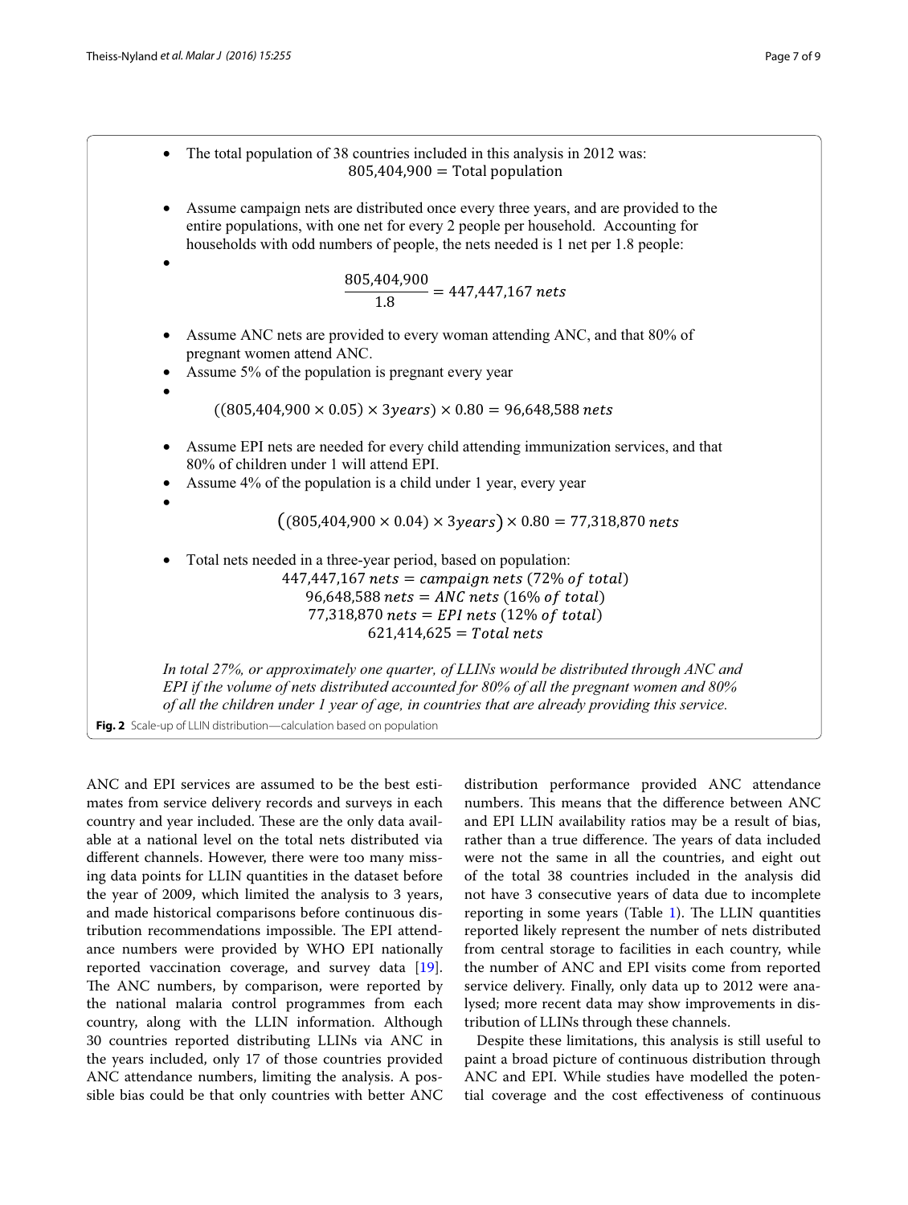- The total population of 38 countries included in this analysis in 2012 was:

$$805{,}404{,}900 = \text{Total population}$$

- Assume campaign nets are distributed once every three years, and are provided to the entire populations, with one net for every 2 people per household. Accounting for households with odd numbers of people, the nets needed is 1 net per 1.8 people:
- $$\frac{805{,}404{,}900}{1.8} = 447{,}447{,}167\ nets$$

- Assume ANC nets are provided to every woman attending ANC, and that 80% of pregnant women attend ANC.
- Assume 5% of the population is pregnant every year
- $$((805{,}404{,}900 \times 0.05) \times 3years) \times 0.80 = 96{,}648{,}588\ nets$$

- Assume EPI nets are needed for every child attending immunization services, and that 80% of children under 1 will attend EPI.
- Assume 4% of the population is a child under 1 year, every year
- $$\left((805{,}404{,}900 \times 0.04) \times 3years\right) \times 0.80 = 77{,}318{,}870\ nets$$

- Total nets needed in a three-year period, based on population:

$$447{,}447{,}167\ nets = campaign\ nets\ (72\%\ of\ total)$$
$$96{,}648{,}588\ nets = ANC\ nets\ (16\%\ of\ total)$$
$$77{,}318{,}870\ nets = EPI\ nets\ (12\%\ of\ total)$$
$$621{,}414{,}625 = Total\ nets$$

*In total 27%, or approximately one quarter, of LLINs would be distributed through ANC and EPI if the volume of nets distributed accounted for 80% of all the pregnant women and 80% of all the children under 1 year of age, in countries that are already providing this service.*

**Fig. 2** Scale-up of LLIN distribution—calculation based on population

ANC and EPI services are assumed to be the best estimates from service delivery records and surveys in each country and year included. These are the only data available at a national level on the total nets distributed via different channels. However, there were too many missing data points for LLIN quantities in the dataset before the year of 2009, which limited the analysis to 3 years, and made historical comparisons before continuous distribution recommendations impossible. The EPI attendance numbers were provided by WHO EPI nationally reported vaccination coverage, and survey data [19]. The ANC numbers, by comparison, were reported by the national malaria control programmes from each country, along with the LLIN information. Although 30 countries reported distributing LLINs via ANC in the years included, only 17 of those countries provided ANC attendance numbers, limiting the analysis. A possible bias could be that only countries with better ANC distribution performance provided ANC attendance numbers. This means that the difference between ANC and EPI LLIN availability ratios may be a result of bias, rather than a true difference. The years of data included were not the same in all the countries, and eight out of the total 38 countries included in the analysis did not have 3 consecutive years of data due to incomplete reporting in some years (Table 1). The LLIN quantities reported likely represent the number of nets distributed from central storage to facilities in each country, while the number of ANC and EPI visits come from reported service delivery. Finally, only data up to 2012 were analysed; more recent data may show improvements in distribution of LLINs through these channels.

Despite these limitations, this analysis is still useful to paint a broad picture of continuous distribution through ANC and EPI. While studies have modelled the potential coverage and the cost effectiveness of continuous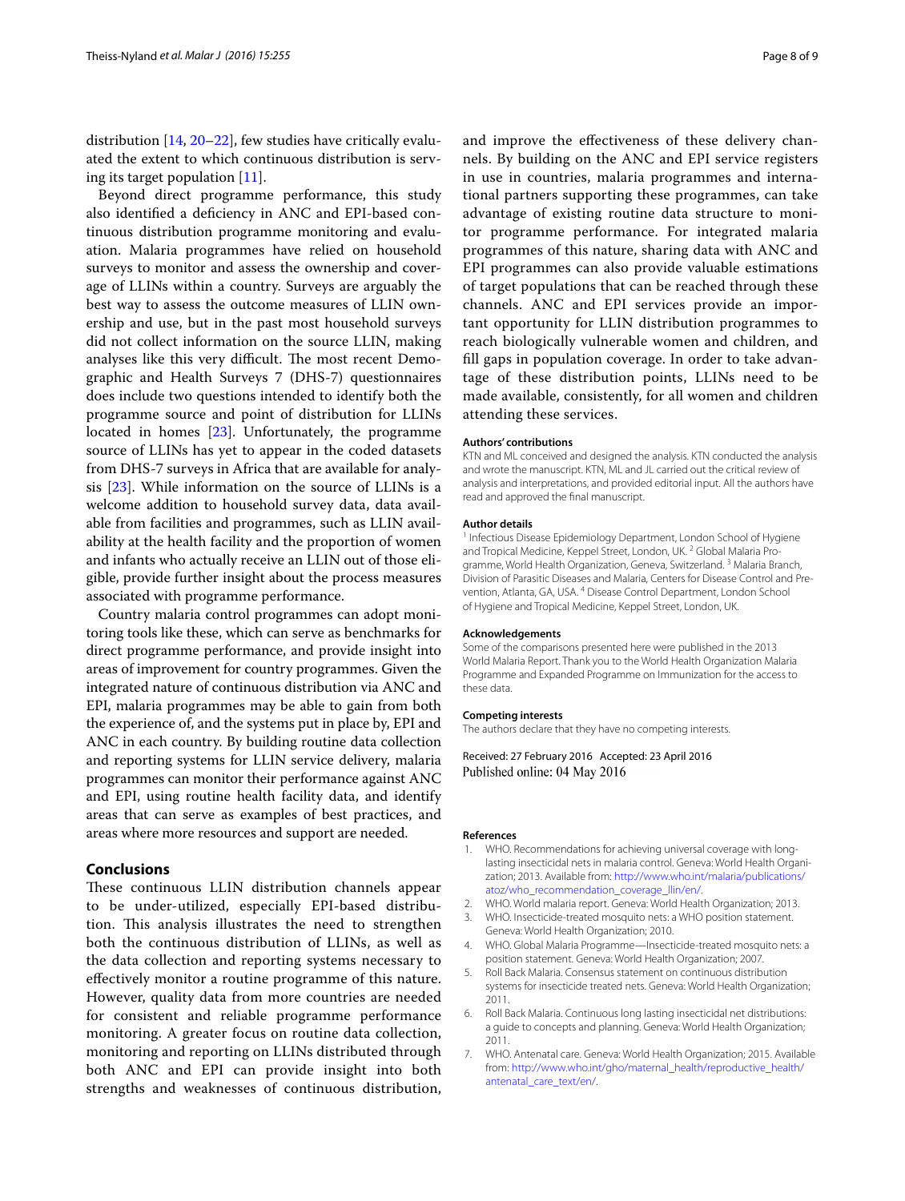distribution [14, 20–22], few studies have critically evaluated the extent to which continuous distribution is serving its target population [11].

Beyond direct programme performance, this study also identified a deficiency in ANC and EPI-based continuous distribution programme monitoring and evaluation. Malaria programmes have relied on household surveys to monitor and assess the ownership and coverage of LLINs within a country. Surveys are arguably the best way to assess the outcome measures of LLIN ownership and use, but in the past most household surveys did not collect information on the source LLIN, making analyses like this very difficult. The most recent Demographic and Health Surveys 7 (DHS-7) questionnaires does include two questions intended to identify both the programme source and point of distribution for LLINs located in homes [23]. Unfortunately, the programme source of LLINs has yet to appear in the coded datasets from DHS-7 surveys in Africa that are available for analysis [23]. While information on the source of LLINs is a welcome addition to household survey data, data available from facilities and programmes, such as LLIN availability at the health facility and the proportion of women and infants who actually receive an LLIN out of those eligible, provide further insight about the process measures associated with programme performance.

Country malaria control programmes can adopt monitoring tools like these, which can serve as benchmarks for direct programme performance, and provide insight into areas of improvement for country programmes. Given the integrated nature of continuous distribution via ANC and EPI, malaria programmes may be able to gain from both the experience of, and the systems put in place by, EPI and ANC in each country. By building routine data collection and reporting systems for LLIN service delivery, malaria programmes can monitor their performance against ANC and EPI, using routine health facility data, and identify areas that can serve as examples of best practices, and areas where more resources and support are needed.

## Conclusions

These continuous LLIN distribution channels appear to be under-utilized, especially EPI-based distribution. This analysis illustrates the need to strengthen both the continuous distribution of LLINs, as well as the data collection and reporting systems necessary to effectively monitor a routine programme of this nature. However, quality data from more countries are needed for consistent and reliable programme performance monitoring. A greater focus on routine data collection, monitoring and reporting on LLINs distributed through both ANC and EPI can provide insight into both strengths and weaknesses of continuous distribution, and improve the effectiveness of these delivery channels. By building on the ANC and EPI service registers in use in countries, malaria programmes and international partners supporting these programmes, can take advantage of existing routine data structure to monitor programme performance. For integrated malaria programmes of this nature, sharing data with ANC and EPI programmes can also provide valuable estimations of target populations that can be reached through these channels. ANC and EPI services provide an important opportunity for LLIN distribution programmes to reach biologically vulnerable women and children, and fill gaps in population coverage. In order to take advantage of these distribution points, LLINs need to be made available, consistently, for all women and children attending these services.

### Authors' contributions

KTN and ML conceived and designed the analysis. KTN conducted the analysis and wrote the manuscript. KTN, ML and JL carried out the critical review of analysis and interpretations, and provided editorial input. All the authors have read and approved the final manuscript.

### Author details

[1] Infectious Disease Epidemiology Department, London School of Hygiene and Tropical Medicine, Keppel Street, London, UK. [2] Global Malaria Programme, World Health Organization, Geneva, Switzerland. [3] Malaria Branch, Division of Parasitic Diseases and Malaria, Centers for Disease Control and Prevention, Atlanta, GA, USA. [4] Disease Control Department, London School of Hygiene and Tropical Medicine, Keppel Street, London, UK.

### Acknowledgements

Some of the comparisons presented here were published in the 2013 World Malaria Report. Thank you to the World Health Organization Malaria Programme and Expanded Programme on Immunization for the access to these data.

### Competing interests

The authors declare that they have no competing interests.

Received: 27 February 2016 Accepted: 23 April 2016
Published online: 04 May 2016

### References

1. WHO. Recommendations for achieving universal coverage with long-lasting insecticidal nets in malaria control. Geneva: World Health Organization; 2013. Available from: http://www.who.int/malaria/publications/atoz/who_recommendation_coverage_llin/en/.
2. WHO. World malaria report. Geneva: World Health Organization; 2013.
3. WHO. Insecticide-treated mosquito nets: a WHO position statement. Geneva: World Health Organization; 2010.
4. WHO. Global Malaria Programme—Insecticide-treated mosquito nets: a position statement. Geneva: World Health Organization; 2007.
5. Roll Back Malaria. Consensus statement on continuous distribution systems for insecticide treated nets. Geneva: World Health Organization; 2011.
6. Roll Back Malaria. Continuous long lasting insecticidal net distributions: a guide to concepts and planning. Geneva: World Health Organization; 2011.
7. WHO. Antenatal care. Geneva: World Health Organization; 2015. Available from: http://www.who.int/gho/maternal_health/reproductive_health/antenatal_care_text/en/.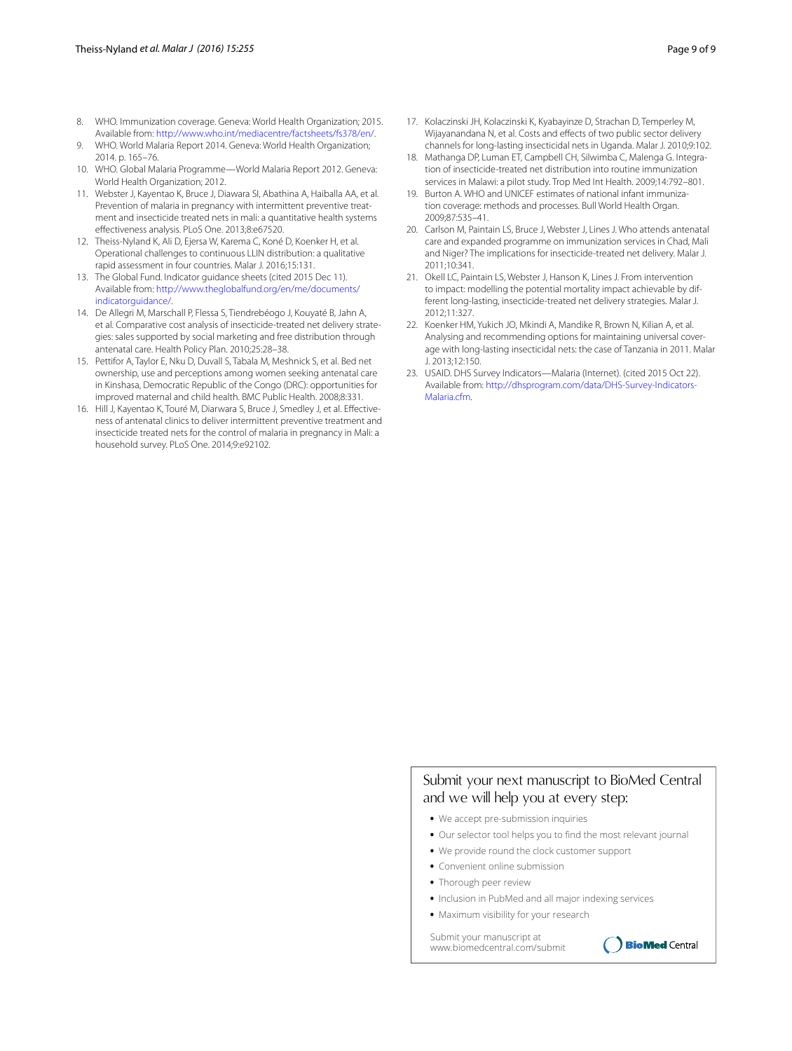8. WHO. Immunization coverage. Geneva: World Health Organization; 2015. Available from: http://www.who.int/mediacentre/factsheets/fs378/en/.
9. WHO. World Malaria Report 2014. Geneva: World Health Organization; 2014. p. 165–76.
10. WHO. Global Malaria Programme—World Malaria Report 2012. Geneva: World Health Organization; 2012.
11. Webster J, Kayentao K, Bruce J, Diawara SI, Abathina A, Haiballa AA, et al. Prevention of malaria in pregnancy with intermittent preventive treatment and insecticide treated nets in mali: a quantitative health systems effectiveness analysis. PLoS One. 2013;8:e67520.
12. Theiss-Nyland K, Ali D, Ejersa W, Karema C, Koné D, Koenker H, et al. Operational challenges to continuous LLIN distribution: a qualitative rapid assessment in four countries. Malar J. 2016;15:131.
13. The Global Fund. Indicator guidance sheets (cited 2015 Dec 11). Available from: http://www.theglobalfund.org/en/me/documents/indicatorguidance/.
14. De Allegri M, Marschall P, Flessa S, Tiendrebéogo J, Kouyaté B, Jahn A, et al. Comparative cost analysis of insecticide-treated net delivery strategies: sales supported by social marketing and free distribution through antenatal care. Health Policy Plan. 2010;25:28–38.
15. Pettifor A, Taylor E, Nku D, Duvall S, Tabala M, Meshnick S, et al. Bed net ownership, use and perceptions among women seeking antenatal care in Kinshasa, Democratic Republic of the Congo (DRC): opportunities for improved maternal and child health. BMC Public Health. 2008;8:331.
16. Hill J, Kayentao K, Touré M, Diarwara S, Bruce J, Smedley J, et al. Effectiveness of antenatal clinics to deliver intermittent preventive treatment and insecticide treated nets for the control of malaria in pregnancy in Mali: a household survey. PLoS One. 2014;9:e92102.
17. Kolaczinski JH, Kolaczinski K, Kyabayinze D, Strachan D, Temperley M, Wijayanandana N, et al. Costs and effects of two public sector delivery channels for long-lasting insecticidal nets in Uganda. Malar J. 2010;9:102.
18. Mathanga DP, Luman ET, Campbell CH, Silwimba C, Malenga G. Integration of insecticide-treated net distribution into routine immunization services in Malawi: a pilot study. Trop Med Int Health. 2009;14:792–801.
19. Burton A. WHO and UNICEF estimates of national infant immunization coverage: methods and processes. Bull World Health Organ. 2009;87:535–41.
20. Carlson M, Paintain LS, Bruce J, Webster J, Lines J. Who attends antenatal care and expanded programme on immunization services in Chad, Mali and Niger? The implications for insecticide-treated net delivery. Malar J. 2011;10:341.
21. Okell LC, Paintain LS, Webster J, Hanson K, Lines J. From intervention to impact: modelling the potential mortality impact achievable by different long-lasting, insecticide-treated net delivery strategies. Malar J. 2012;11:327.
22. Koenker HM, Yukich JO, Mkindi A, Mandike R, Brown N, Kilian A, et al. Analysing and recommending options for maintaining universal coverage with long-lasting insecticidal nets: the case of Tanzania in 2011. Malar J. 2013;12:150.
23. USAID. DHS Survey Indicators—Malaria (Internet). (cited 2015 Oct 22). Available from: http://dhsprogram.com/data/DHS-Survey-Indicators-Malaria.cfm.